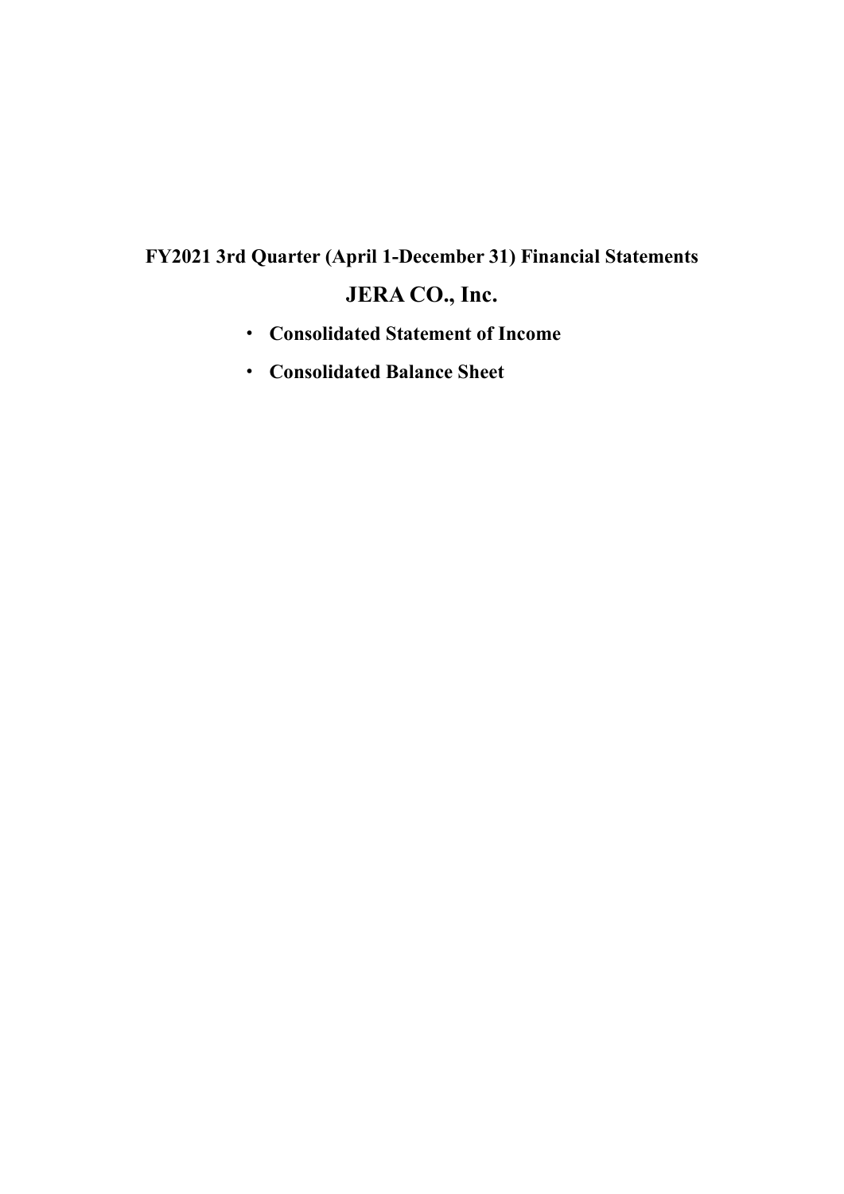# FY2021 3rd Quarter (April 1-December 31) Financial Statements

## JERA CO., Inc.

- **Consolidated Statement of Income**
- **Consolidated Balance Sheet**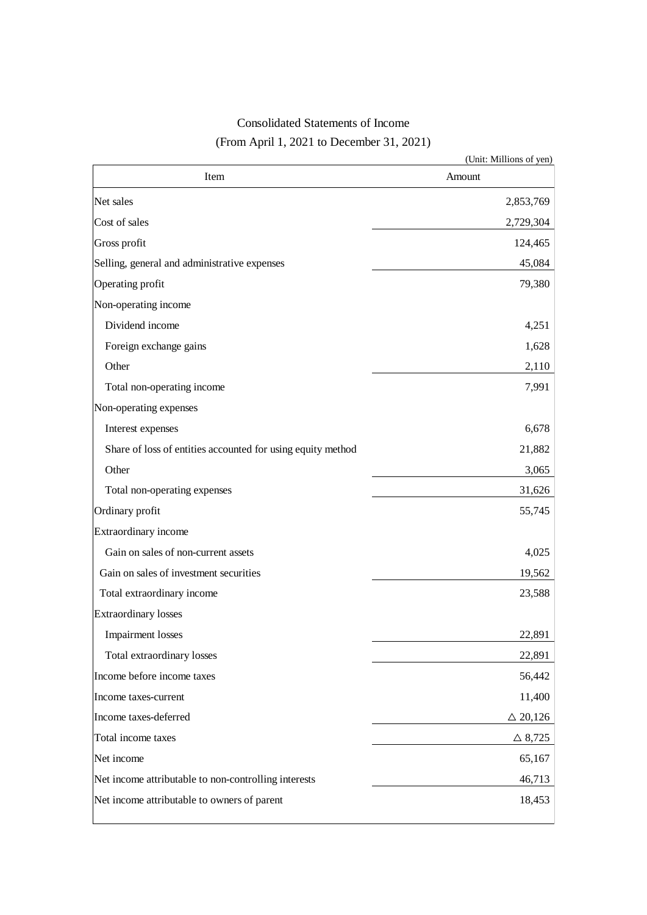# Consolidated Statements of Income

(From April 1, 2021 to December 31, 2021)

(Unit: Millions of yen)

| Item | Amount |
|---|---|
| Net sales | 2,853,769 |
| Cost of sales | 2,729,304 |
| Gross profit | 124,465 |
| Selling, general and administrative expenses | 45,084 |
| Operating profit | 79,380 |
| Non-operating income | |
| Dividend income | 4,251 |
| Foreign exchange gains | 1,628 |
| Other | 2,110 |
| Total non-operating income | 7,991 |
| Non-operating expenses | |
| Interest expenses | 6,678 |
| Share of loss of entities accounted for using equity method | 21,882 |
| Other | 3,065 |
| Total non-operating expenses | 31,626 |
| Ordinary profit | 55,745 |
| Extraordinary income | |
| Gain on sales of non-current assets | 4,025 |
| Gain on sales of investment securities | 19,562 |
| Total extraordinary income | 23,588 |
| Extraordinary losses | |
| Impairment losses | 22,891 |
| Total extraordinary losses | 22,891 |
| Income before income taxes | 56,442 |
| Income taxes-current | 11,400 |
| Income taxes-deferred | △ 20,126 |
| Total income taxes | △ 8,725 |
| Net income | 65,167 |
| Net income attributable to non-controlling interests | 46,713 |
| Net income attributable to owners of parent | 18,453 |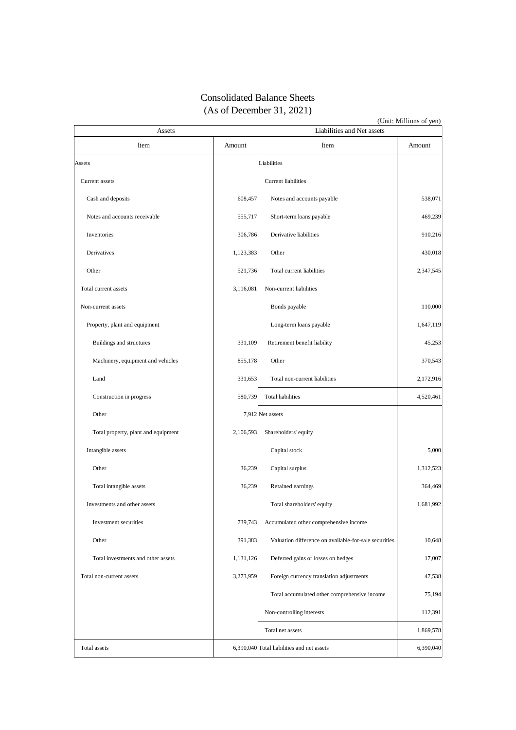# Consolidated Balance Sheets
## (As of December 31, 2021)

(Unit: Millions of yen)

| Assets | | Liabilities and Net assets | |
|---|---|---|---|
| Item | Amount | Item | Amount |
| Assets | | Liabilities | |
| Current assets | | Current liabilities | |
| Cash and deposits | 608,457 | Notes and accounts payable | 538,071 |
| Notes and accounts receivable | 555,717 | Short-term loans payable | 469,239 |
| Inventories | 306,786 | Derivative liabilities | 910,216 |
| Derivatives | 1,123,383 | Other | 430,018 |
| Other | 521,736 | Total current liabilities | 2,347,545 |
| Total current assets | 3,116,081 | Non-current liabilities | |
| Non-current assets | | Bonds payable | 110,000 |
| Property, plant and equipment | | Long-term loans payable | 1,647,119 |
| Buildings and structures | 331,109 | Retirement benefit liability | 45,253 |
| Machinery, equipment and vehicles | 855,178 | Other | 370,543 |
| Land | 331,653 | Total non-current liabilities | 2,172,916 |
| Construction in progress | 580,739 | Total liabilities | 4,520,461 |
| Other | 7,912 | Net assets | |
| Total property, plant and equipment | 2,106,593 | Shareholders' equity | |
| Intangible assets | | Capital stock | 5,000 |
| Other | 36,239 | Capital surplus | 1,312,523 |
| Total intangible assets | 36,239 | Retained earnings | 364,469 |
| Investments and other assets | | Total shareholders' equity | 1,681,992 |
| Investment securities | 739,743 | Accumulated other comprehensive income | |
| Other | 391,383 | Valuation difference on available-for-sale securities | 10,648 |
| Total investments and other assets | 1,131,126 | Deferred gains or losses on hedges | 17,007 |
| Total non-current assets | 3,273,959 | Foreign currency translation adjustments | 47,538 |
| | | Total accumulated other comprehensive income | 75,194 |
| | | Non-controlling interests | 112,391 |
| | | Total net assets | 1,869,578 |
| Total assets | 6,390,040 | Total liabilities and net assets | 6,390,040 |